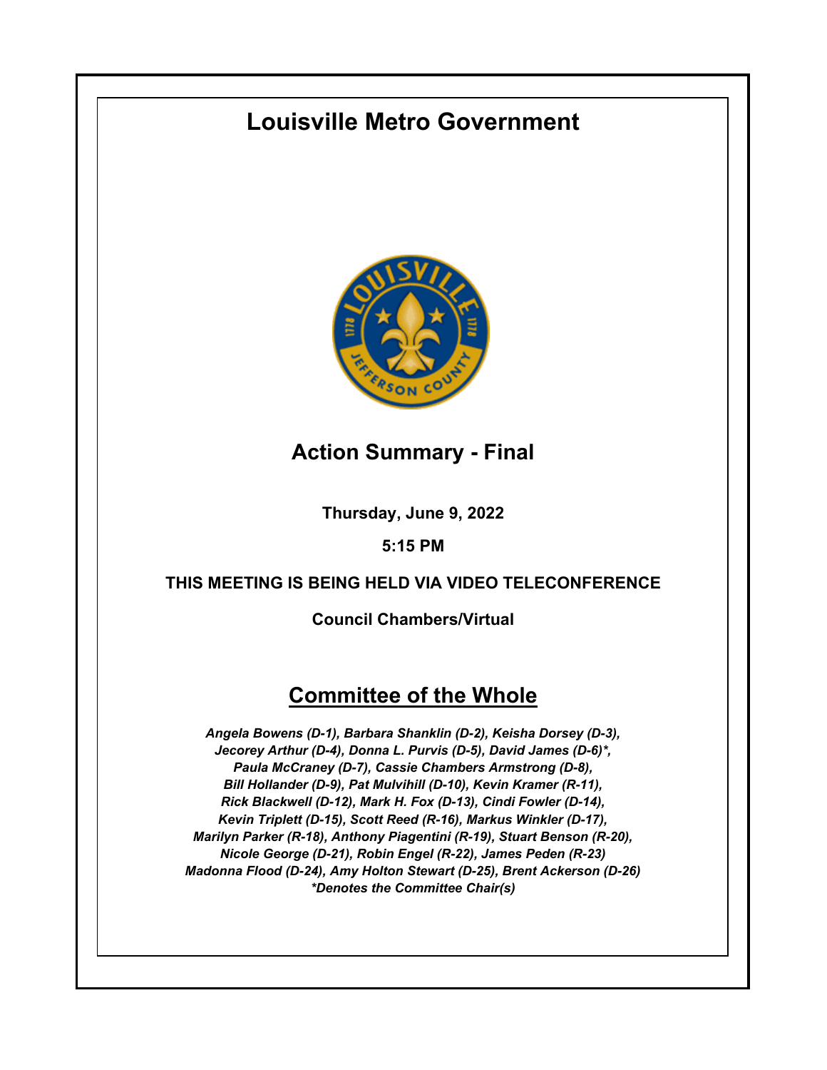# Louisville Metro Government

## Action Summary - Final

**Thursday, June 9, 2022**

**5:15 PM**

**THIS MEETING IS BEING HELD VIA VIDEO TELECONFERENCE**

**Council Chambers/Virtual**

## Committee of the Whole

***Angela Bowens (D-1), Barbara Shanklin (D-2), Keisha Dorsey (D-3), Jecorey Arthur (D-4), Donna L. Purvis (D-5), David James (D-6)*, Paula McCraney (D-7), Cassie Chambers Armstrong (D-8), Bill Hollander (D-9), Pat Mulvihill (D-10), Kevin Kramer (R-11), Rick Blackwell (D-12), Mark H. Fox (D-13), Cindi Fowler (D-14), Kevin Triplett (D-15), Scott Reed (R-16), Markus Winkler (D-17), Marilyn Parker (R-18), Anthony Piagentini (R-19), Stuart Benson (R-20), Nicole George (D-21), Robin Engel (R-22), James Peden (R-23) Madonna Flood (D-24), Amy Holton Stewart (D-25), Brent Ackerson (D-26)***

****Denotes the Committee Chair(s)***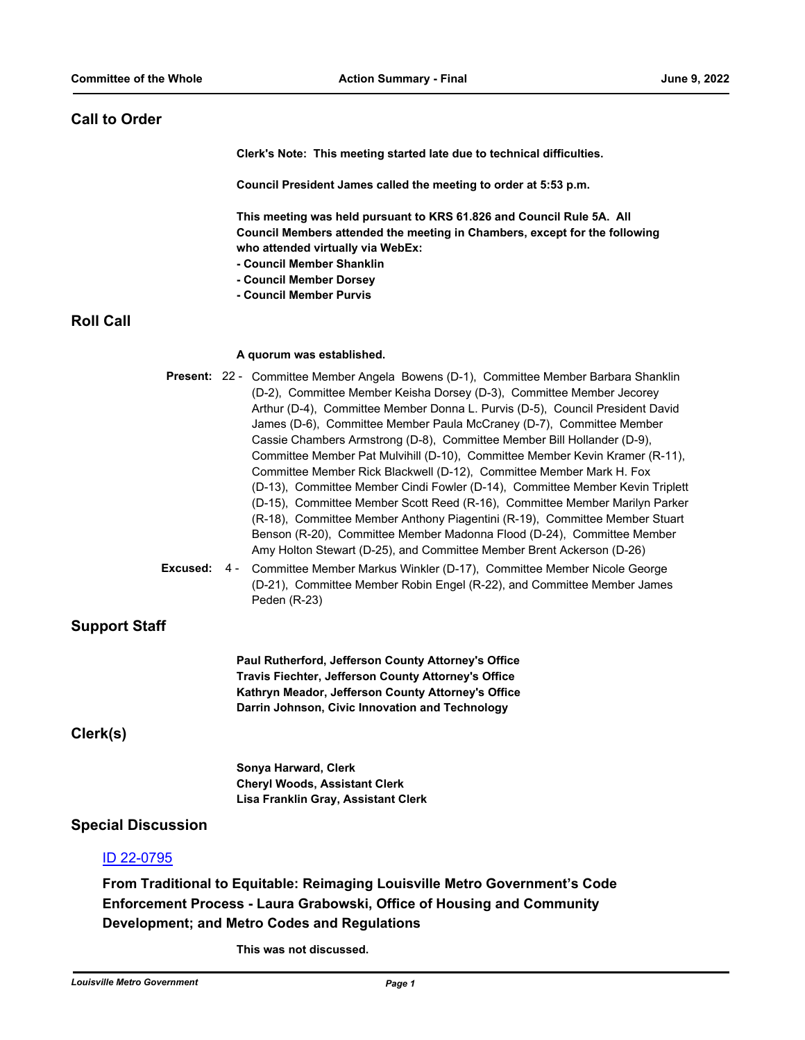## Call to Order

**Clerk's Note: This meeting started late due to technical difficulties.**

**Council President James called the meeting to order at 5:53 p.m.**

**This meeting was held pursuant to KRS 61.826 and Council Rule 5A. All Council Members attended the meeting in Chambers, except for the following who attended virtually via WebEx:**
**- Council Member Shanklin**
**- Council Member Dorsey**
**- Council Member Purvis**

## Roll Call

**A quorum was established.**

**Present:** 22 - Committee Member Angela Bowens (D-1), Committee Member Barbara Shanklin (D-2), Committee Member Keisha Dorsey (D-3), Committee Member Jecorey Arthur (D-4), Committee Member Donna L. Purvis (D-5), Council President David James (D-6), Committee Member Paula McCraney (D-7), Committee Member Cassie Chambers Armstrong (D-8), Committee Member Bill Hollander (D-9), Committee Member Pat Mulvihill (D-10), Committee Member Kevin Kramer (R-11), Committee Member Rick Blackwell (D-12), Committee Member Mark H. Fox (D-13), Committee Member Cindi Fowler (D-14), Committee Member Kevin Triplett (D-15), Committee Member Scott Reed (R-16), Committee Member Marilyn Parker (R-18), Committee Member Anthony Piagentini (R-19), Committee Member Stuart Benson (R-20), Committee Member Madonna Flood (D-24), Committee Member Amy Holton Stewart (D-25), and Committee Member Brent Ackerson (D-26)

**Excused:** 4 - Committee Member Markus Winkler (D-17), Committee Member Nicole George (D-21), Committee Member Robin Engel (R-22), and Committee Member James Peden (R-23)

## Support Staff

**Paul Rutherford, Jefferson County Attorney's Office**
**Travis Fiechter, Jefferson County Attorney's Office**
**Kathryn Meador, Jefferson County Attorney's Office**
**Darrin Johnson, Civic Innovation and Technology**

## Clerk(s)

**Sonya Harward, Clerk**
**Cheryl Woods, Assistant Clerk**
**Lisa Franklin Gray, Assistant Clerk**

## Special Discussion

### ID 22-0795

**From Traditional to Equitable: Reimaging Louisville Metro Government's Code Enforcement Process - Laura Grabowski, Office of Housing and Community Development; and Metro Codes and Regulations**

**This was not discussed.**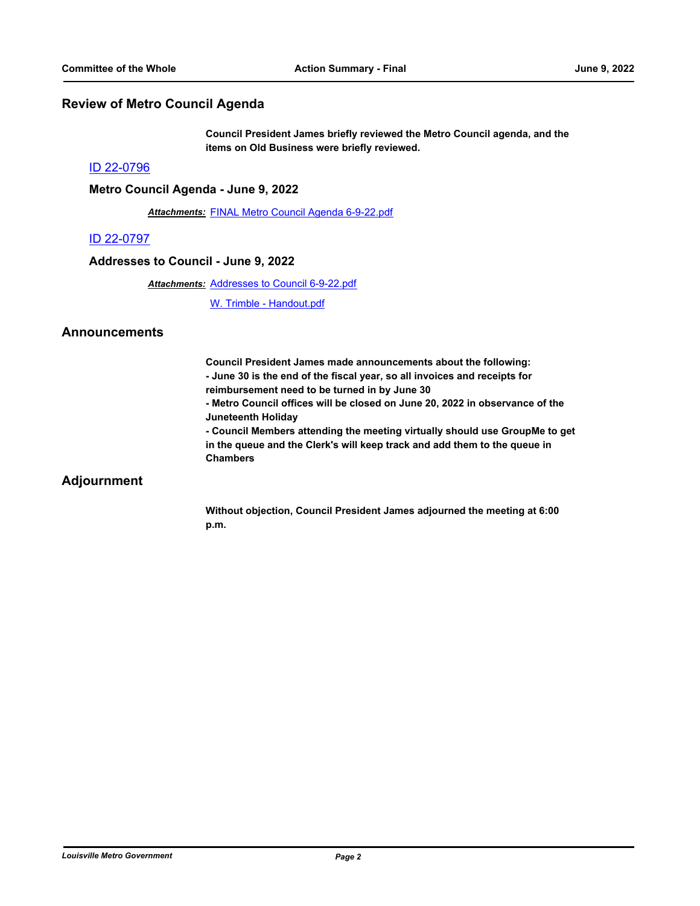## Review of Metro Council Agenda

**Council President James briefly reviewed the Metro Council agenda, and the items on Old Business were briefly reviewed.**

### ID 22-0796

**Metro Council Agenda - June 9, 2022**

***Attachments:*** FINAL Metro Council Agenda 6-9-22.pdf

### ID 22-0797

**Addresses to Council - June 9, 2022**

***Attachments:*** Addresses to Council 6-9-22.pdf

W. Trimble - Handout.pdf

## Announcements

**Council President James made announcements about the following:**
**- June 30 is the end of the fiscal year, so all invoices and receipts for reimbursement need to be turned in by June 30**
**- Metro Council offices will be closed on June 20, 2022 in observance of the Juneteenth Holiday**
**- Council Members attending the meeting virtually should use GroupMe to get in the queue and the Clerk's will keep track and add them to the queue in Chambers**

## Adjournment

**Without objection, Council President James adjourned the meeting at 6:00 p.m.**